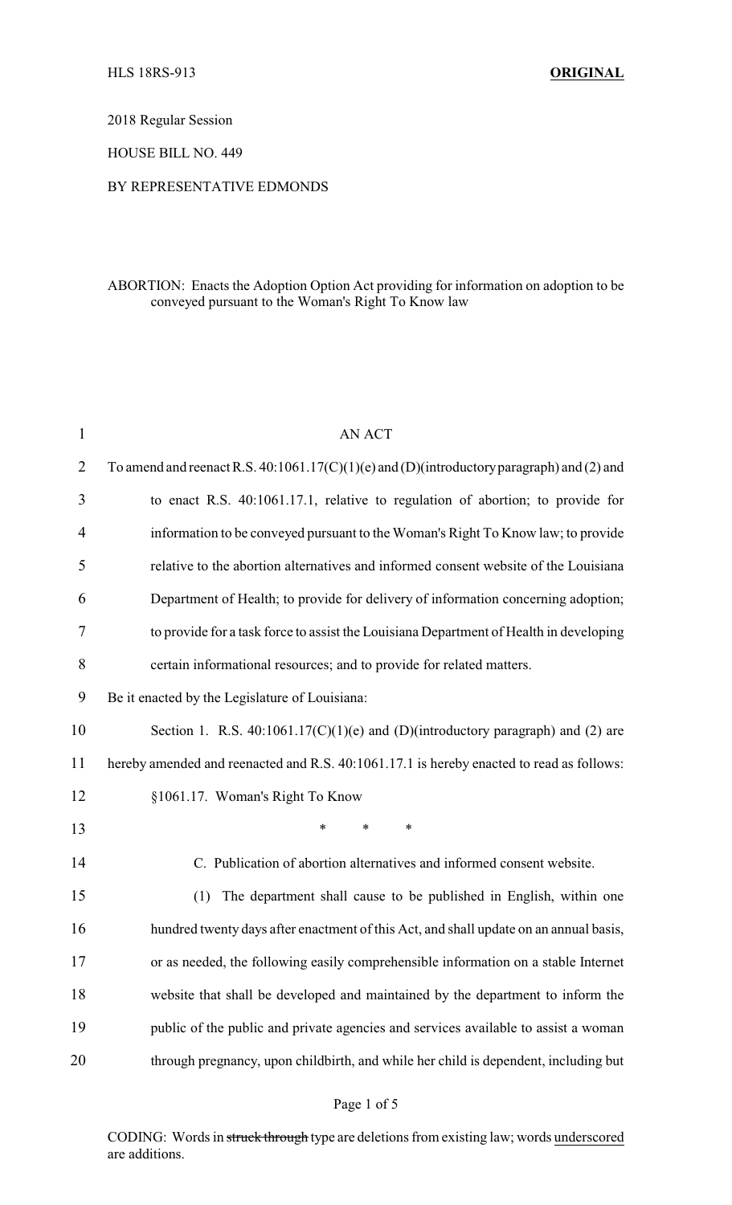HLS 18RS-913 **ORIGINAL**

2018 Regular Session

HOUSE BILL NO. 449

BY REPRESENTATIVE EDMONDS

ABORTION: Enacts the Adoption Option Act providing for information on adoption to be conveyed pursuant to the Woman's Right To Know law

AN ACT

To amend and reenact R.S. 40:1061.17(C)(1)(e) and (D)(introductory paragraph) and (2) and to enact R.S. 40:1061.17.1, relative to regulation of abortion; to provide for information to be conveyed pursuant to the Woman's Right To Know law; to provide relative to the abortion alternatives and informed consent website of the Louisiana Department of Health; to provide for delivery of information concerning adoption; to provide for a task force to assist the Louisiana Department of Health in developing certain informational resources; and to provide for related matters.

Be it enacted by the Legislature of Louisiana:

Section 1. R.S. 40:1061.17(C)(1)(e) and (D)(introductory paragraph) and (2) are hereby amended and reenacted and R.S. 40:1061.17.1 is hereby enacted to read as follows:

§1061.17. Woman's Right To Know

\* \* \*

C. Publication of abortion alternatives and informed consent website.

(1) The department shall cause to be published in English, within one hundred twenty days after enactment of this Act, and shall update on an annual basis, or as needed, the following easily comprehensible information on a stable Internet website that shall be developed and maintained by the department to inform the public of the public and private agencies and services available to assist a woman through pregnancy, upon childbirth, and while her child is dependent, including but

CODING: Words in ~~struck through~~ type are deletions from existing law; words <u>underscored</u> are additions.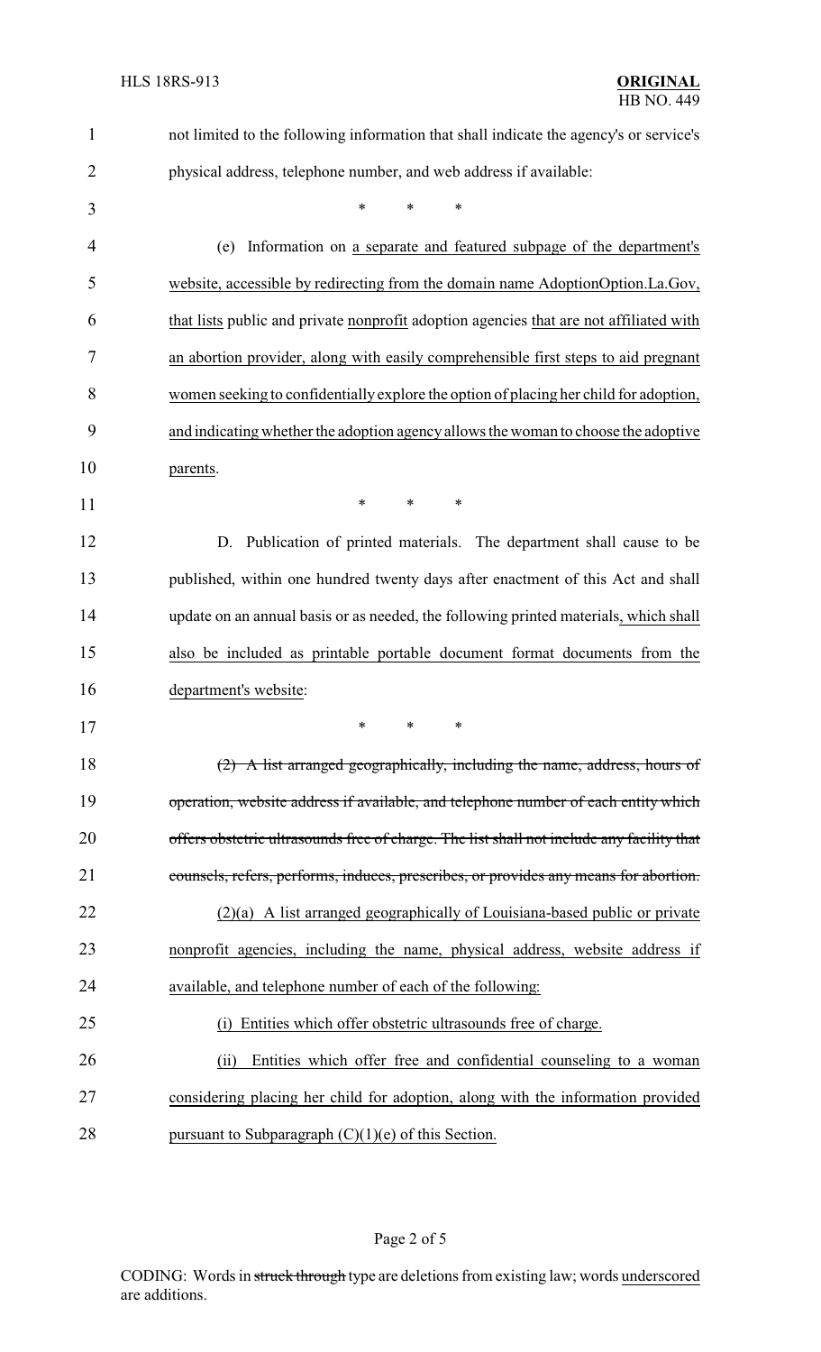not limited to the following information that shall indicate the agency's or service's physical address, telephone number, and web address if available:

\* \* \*

(e) Information on <u>a separate and featured subpage of the department's website, accessible by redirecting from the domain name AdoptionOption.La.Gov, that lists</u> public and private <u>nonprofit</u> adoption agencies <u>that are not affiliated with an abortion provider, along with easily comprehensible first steps to aid pregnant women seeking to confidentially explore the option of placing her child for adoption, and indicating whether the adoption agency allows the woman to choose the adoptive parents</u>.

\* \* \*

D. Publication of printed materials. The department shall cause to be published, within one hundred twenty days after enactment of this Act and shall update on an annual basis or as needed, the following printed materials<u>, which shall also be included as printable portable document format documents from the department's website</u>:

\* \* \*

~~(2) A list arranged geographically, including the name, address, hours of operation, website address if available, and telephone number of each entity which offers obstetric ultrasounds free of charge. The list shall not include any facility that counsels, refers, performs, induces, prescribes, or provides any means for abortion.~~

<u>(2)(a) A list arranged geographically of Louisiana-based public or private nonprofit agencies, including the name, physical address, website address if available, and telephone number of each of the following:</u>

<u>(i) Entities which offer obstetric ultrasounds free of charge.</u>

<u>(ii) Entities which offer free and confidential counseling to a woman considering placing her child for adoption, along with the information provided pursuant to Subparagraph (C)(1)(e) of this Section.</u>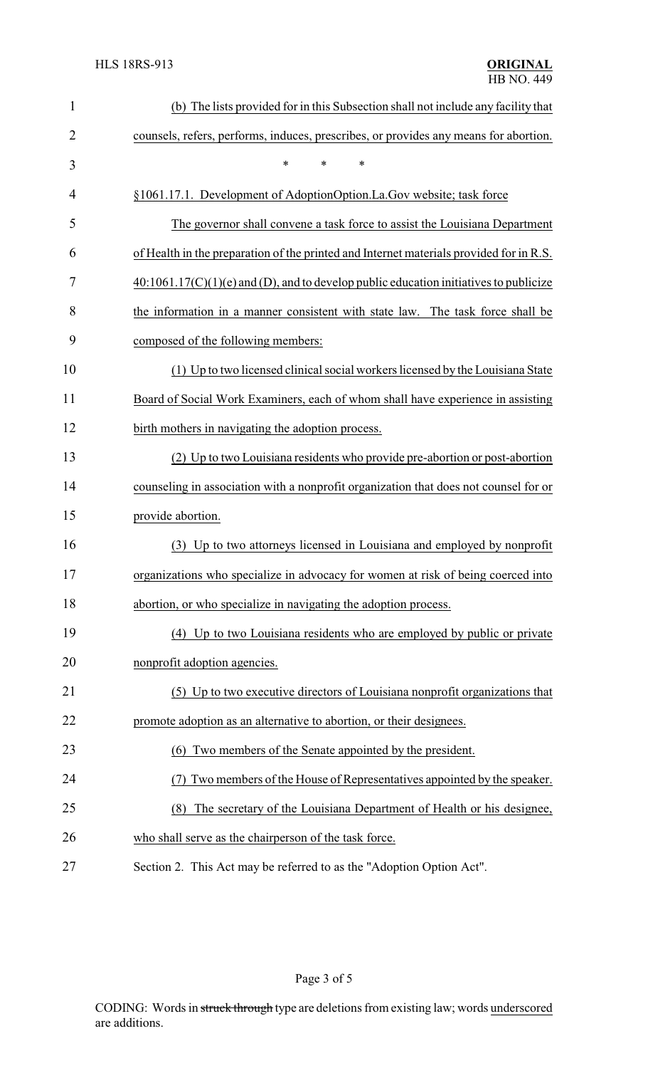(b) The lists provided for in this Subsection shall not include any facility that counsels, refers, performs, induces, prescribes, or provides any means for abortion.

\* \* \*

§1061.17.1. Development of AdoptionOption.La.Gov website; task force

The governor shall convene a task force to assist the Louisiana Department of Health in the preparation of the printed and Internet materials provided for in R.S. 40:1061.17(C)(1)(e) and (D), and to develop public education initiatives to publicize the information in a manner consistent with state law. The task force shall be composed of the following members:

(1) Up to two licensed clinical social workers licensed by the Louisiana State Board of Social Work Examiners, each of whom shall have experience in assisting birth mothers in navigating the adoption process.

(2) Up to two Louisiana residents who provide pre-abortion or post-abortion counseling in association with a nonprofit organization that does not counsel for or provide abortion.

(3) Up to two attorneys licensed in Louisiana and employed by nonprofit organizations who specialize in advocacy for women at risk of being coerced into abortion, or who specialize in navigating the adoption process.

(4) Up to two Louisiana residents who are employed by public or private nonprofit adoption agencies.

(5) Up to two executive directors of Louisiana nonprofit organizations that promote adoption as an alternative to abortion, or their designees.

(6) Two members of the Senate appointed by the president.

(7) Two members of the House of Representatives appointed by the speaker.

(8) The secretary of the Louisiana Department of Health or his designee, who shall serve as the chairperson of the task force.

Section 2. This Act may be referred to as the "Adoption Option Act".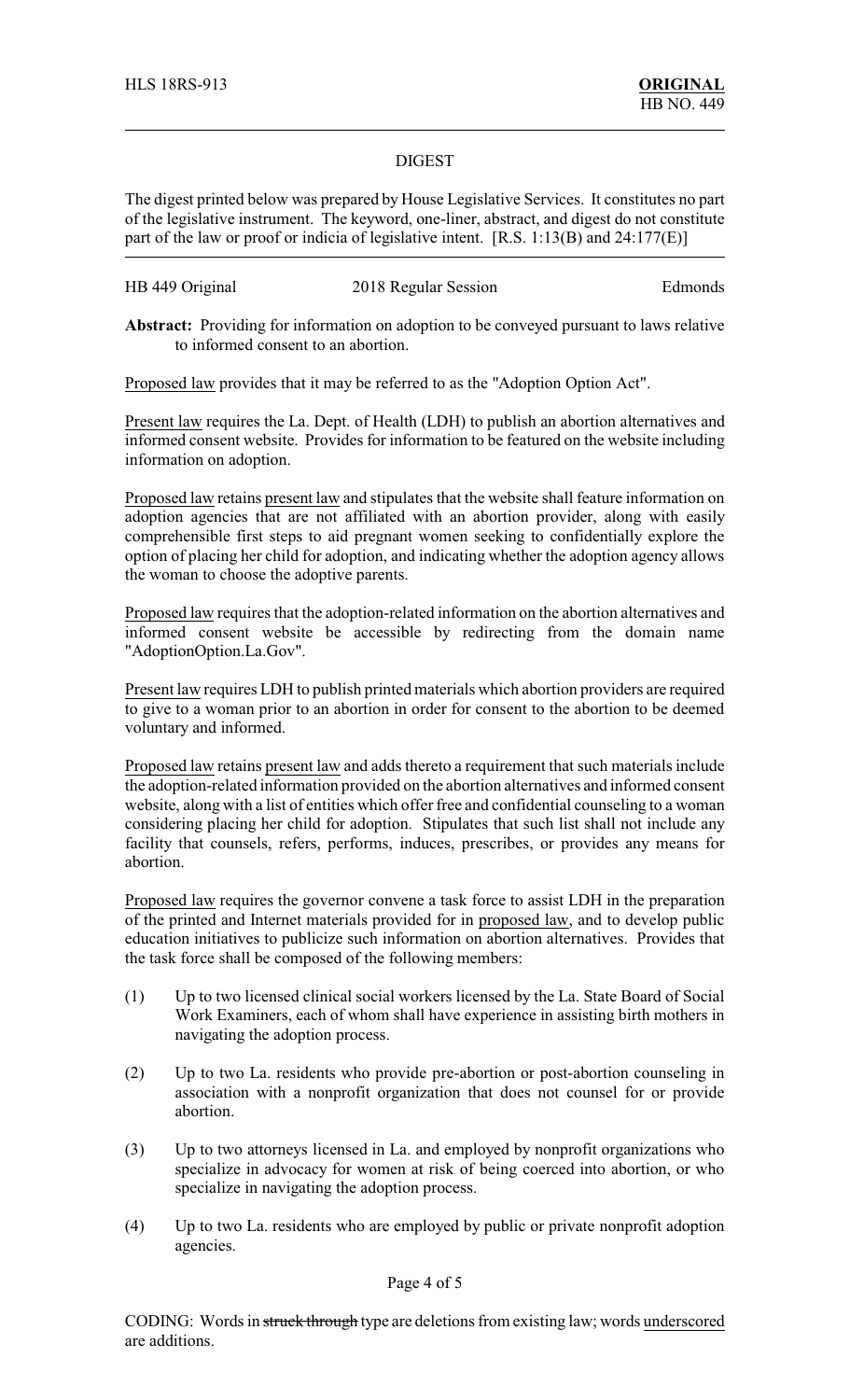## DIGEST

The digest printed below was prepared by House Legislative Services. It constitutes no part of the legislative instrument. The keyword, one-liner, abstract, and digest do not constitute part of the law or proof or indicia of legislative intent. [R.S. 1:13(B) and 24:177(E)]

HB 449 Original — 2018 Regular Session — Edmonds

**Abstract:** Providing for information on adoption to be conveyed pursuant to laws relative to informed consent to an abortion.

Proposed law provides that it may be referred to as the "Adoption Option Act".

Present law requires the La. Dept. of Health (LDH) to publish an abortion alternatives and informed consent website. Provides for information to be featured on the website including information on adoption.

Proposed law retains present law and stipulates that the website shall feature information on adoption agencies that are not affiliated with an abortion provider, along with easily comprehensible first steps to aid pregnant women seeking to confidentially explore the option of placing her child for adoption, and indicating whether the adoption agency allows the woman to choose the adoptive parents.

Proposed law requires that the adoption-related information on the abortion alternatives and informed consent website be accessible by redirecting from the domain name "AdoptionOption.La.Gov".

Present law requires LDH to publish printed materials which abortion providers are required to give to a woman prior to an abortion in order for consent to the abortion to be deemed voluntary and informed.

Proposed law retains present law and adds thereto a requirement that such materials include the adoption-related information provided on the abortion alternatives and informed consent website, along with a list of entities which offer free and confidential counseling to a woman considering placing her child for adoption. Stipulates that such list shall not include any facility that counsels, refers, performs, induces, prescribes, or provides any means for abortion.

Proposed law requires the governor convene a task force to assist LDH in the preparation of the printed and Internet materials provided for in proposed law, and to develop public education initiatives to publicize such information on abortion alternatives. Provides that the task force shall be composed of the following members:

(1) Up to two licensed clinical social workers licensed by the La. State Board of Social Work Examiners, each of whom shall have experience in assisting birth mothers in navigating the adoption process.

(2) Up to two La. residents who provide pre-abortion or post-abortion counseling in association with a nonprofit organization that does not counsel for or provide abortion.

(3) Up to two attorneys licensed in La. and employed by nonprofit organizations who specialize in advocacy for women at risk of being coerced into abortion, or who specialize in navigating the adoption process.

(4) Up to two La. residents who are employed by public or private nonprofit adoption agencies.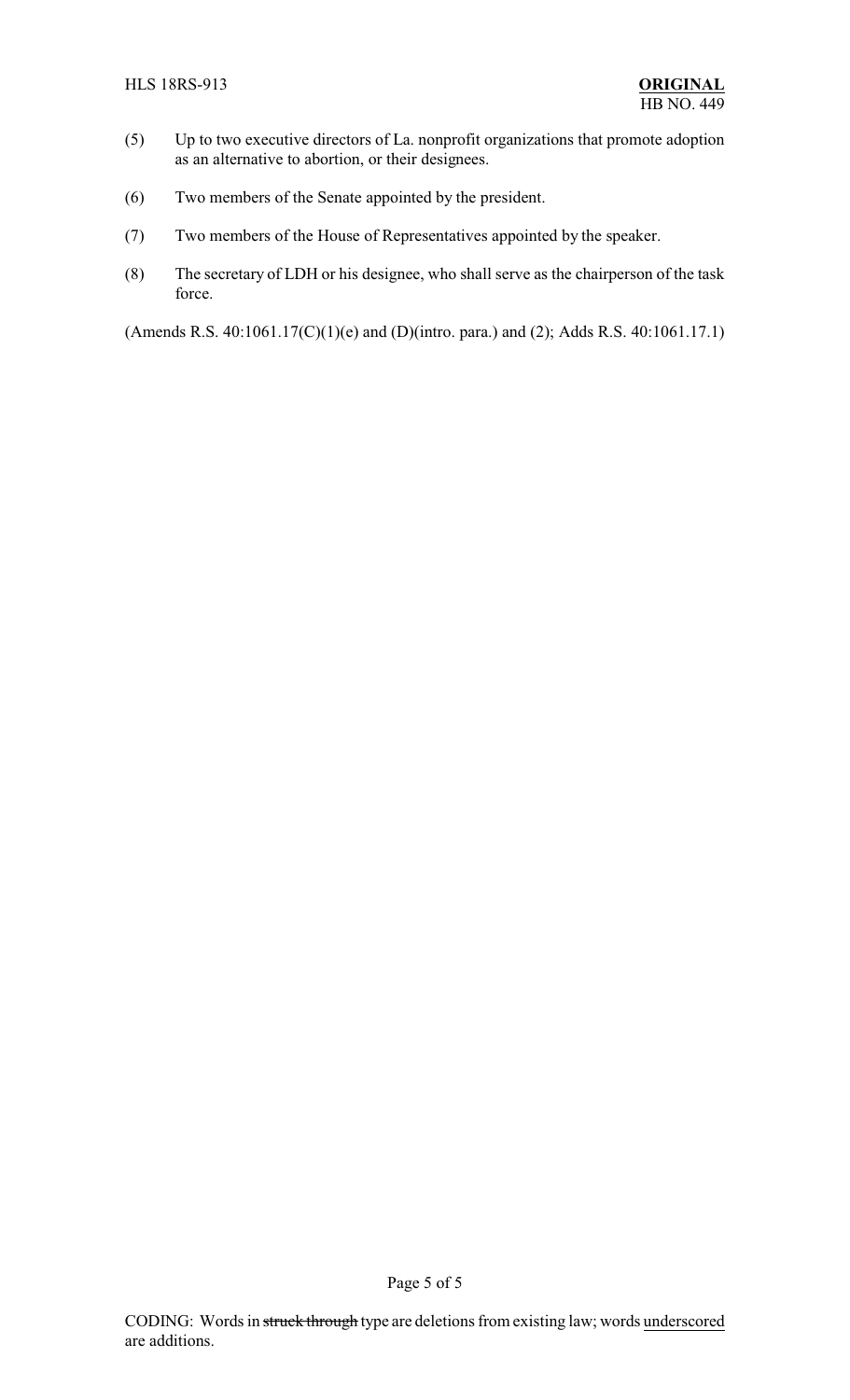(5) Up to two executive directors of La. nonprofit organizations that promote adoption as an alternative to abortion, or their designees.

(6) Two members of the Senate appointed by the president.

(7) Two members of the House of Representatives appointed by the speaker.

(8) The secretary of LDH or his designee, who shall serve as the chairperson of the task force.

(Amends R.S. 40:1061.17(C)(1)(e) and (D)(intro. para.) and (2); Adds R.S. 40:1061.17.1)